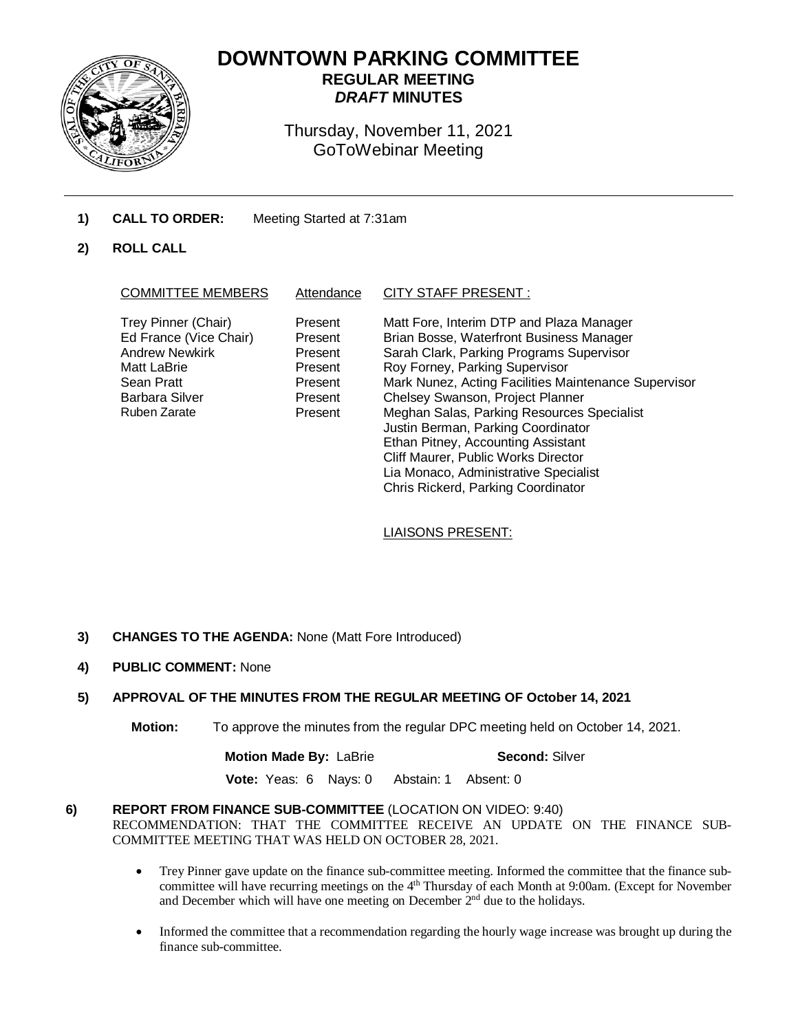# DOWNTOWN PARKING COMMITTEE

## REGULAR MEETING
## *DRAFT* MINUTES

Thursday, November 11, 2021
GoToWebinar Meeting

---

**1) CALL TO ORDER:** Meeting Started at 7:31am

**2) ROLL CALL**

| COMMITTEE MEMBERS | Attendance | CITY STAFF PRESENT : |
|---|---|---|
| Trey Pinner (Chair) | Present | Matt Fore, Interim DTP and Plaza Manager |
| Ed France (Vice Chair) | Present | Brian Bosse, Waterfront Business Manager |
| Andrew Newkirk | Present | Sarah Clark, Parking Programs Supervisor |
| Matt LaBrie | Present | Roy Forney, Parking Supervisor |
| Sean Pratt | Present | Mark Nunez, Acting Facilities Maintenance Supervisor |
| Barbara Silver | Present | Chelsey Swanson, Project Planner |
| Ruben Zarate | Present | Meghan Salas, Parking Resources Specialist |
| | | Justin Berman, Parking Coordinator |
| | | Ethan Pitney, Accounting Assistant |
| | | Cliff Maurer, Public Works Director |
| | | Lia Monaco, Administrative Specialist |
| | | Chris Rickerd, Parking Coordinator |

LIAISONS PRESENT:

**3) CHANGES TO THE AGENDA:** None (Matt Fore Introduced)

**4) PUBLIC COMMENT:** None

**5) APPROVAL OF THE MINUTES FROM THE REGULAR MEETING OF October 14, 2021**

**Motion:** To approve the minutes from the regular DPC meeting held on October 14, 2021.

**Motion Made By:** LaBrie **Second:** Silver

**Vote:** Yeas: 6 Nays: 0 Abstain: 1 Absent: 0

**6) REPORT FROM FINANCE SUB-COMMITTEE** (LOCATION ON VIDEO: 9:40)

RECOMMENDATION: THAT THE COMMITTEE RECEIVE AN UPDATE ON THE FINANCE SUB-COMMITTEE MEETING THAT WAS HELD ON OCTOBER 28, 2021.

- Trey Pinner gave update on the finance sub-committee meeting. Informed the committee that the finance sub-committee will have recurring meetings on the 4th Thursday of each Month at 9:00am. (Except for November and December which will have one meeting on December 2nd due to the holidays.
- Informed the committee that a recommendation regarding the hourly wage increase was brought up during the finance sub-committee.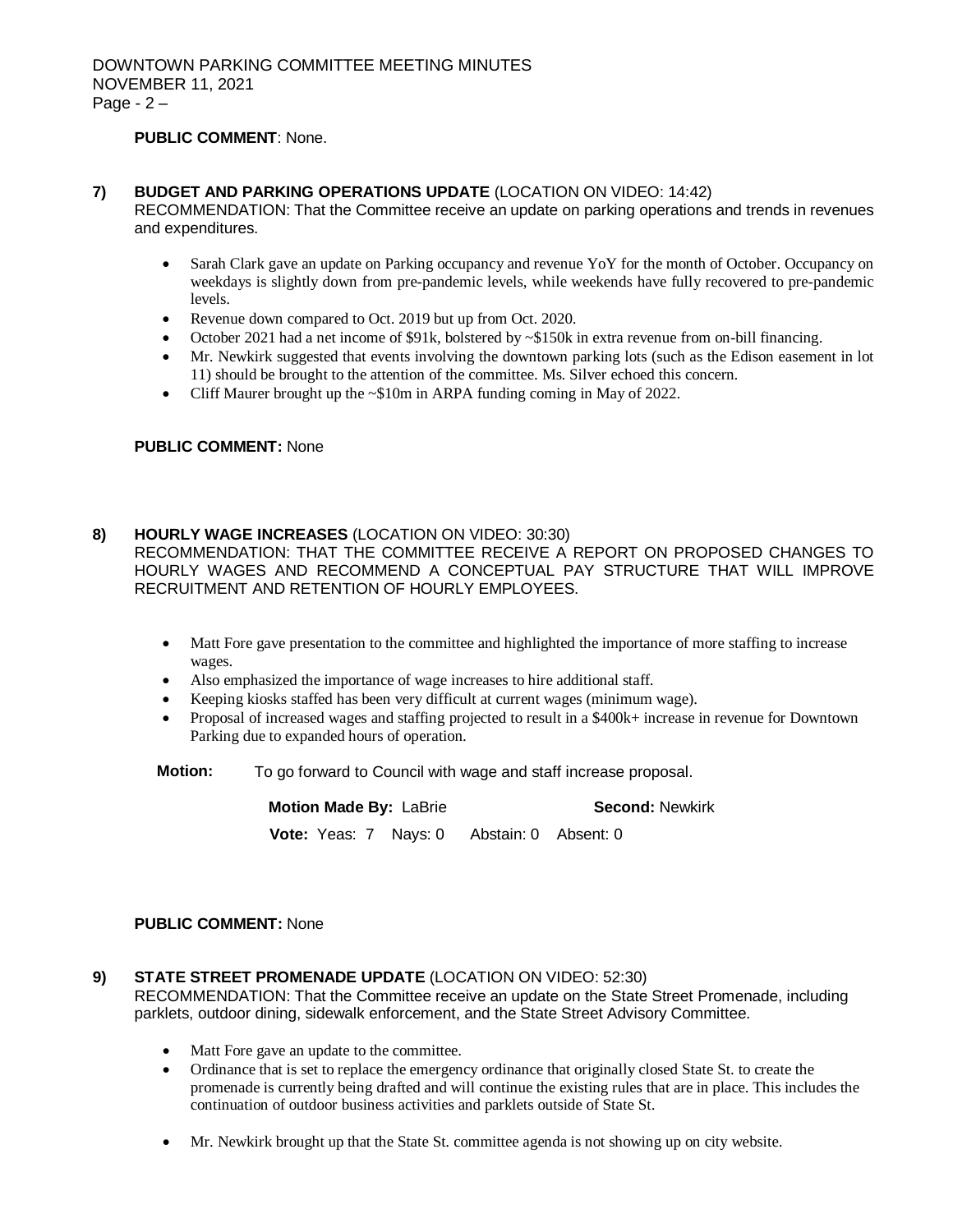**PUBLIC COMMENT**: None.

**7) BUDGET AND PARKING OPERATIONS UPDATE** (LOCATION ON VIDEO: 14:42)
RECOMMENDATION: That the Committee receive an update on parking operations and trends in revenues and expenditures.

- Sarah Clark gave an update on Parking occupancy and revenue YoY for the month of October. Occupancy on weekdays is slightly down from pre-pandemic levels, while weekends have fully recovered to pre-pandemic levels.
- Revenue down compared to Oct. 2019 but up from Oct. 2020.
- October 2021 had a net income of $91k, bolstered by ~$150k in extra revenue from on-bill financing.
- Mr. Newkirk suggested that events involving the downtown parking lots (such as the Edison easement in lot 11) should be brought to the attention of the committee. Ms. Silver echoed this concern.
- Cliff Maurer brought up the ~$10m in ARPA funding coming in May of 2022.

**PUBLIC COMMENT:** None

**8) HOURLY WAGE INCREASES** (LOCATION ON VIDEO: 30:30)
RECOMMENDATION: THAT THE COMMITTEE RECEIVE A REPORT ON PROPOSED CHANGES TO HOURLY WAGES AND RECOMMEND A CONCEPTUAL PAY STRUCTURE THAT WILL IMPROVE RECRUITMENT AND RETENTION OF HOURLY EMPLOYEES.

- Matt Fore gave presentation to the committee and highlighted the importance of more staffing to increase wages.
- Also emphasized the importance of wage increases to hire additional staff.
- Keeping kiosks staffed has been very difficult at current wages (minimum wage).
- Proposal of increased wages and staffing projected to result in a $400k+ increase in revenue for Downtown Parking due to expanded hours of operation.

**Motion:** To go forward to Council with wage and staff increase proposal.

**Motion Made By:** LaBrie **Second:** Newkirk

**Vote:** Yeas: 7 Nays: 0 Abstain: 0 Absent: 0

**PUBLIC COMMENT:** None

**9) STATE STREET PROMENADE UPDATE** (LOCATION ON VIDEO: 52:30)
RECOMMENDATION: That the Committee receive an update on the State Street Promenade, including parklets, outdoor dining, sidewalk enforcement, and the State Street Advisory Committee.

- Matt Fore gave an update to the committee.
- Ordinance that is set to replace the emergency ordinance that originally closed State St. to create the promenade is currently being drafted and will continue the existing rules that are in place. This includes the continuation of outdoor business activities and parklets outside of State St.
- Mr. Newkirk brought up that the State St. committee agenda is not showing up on city website.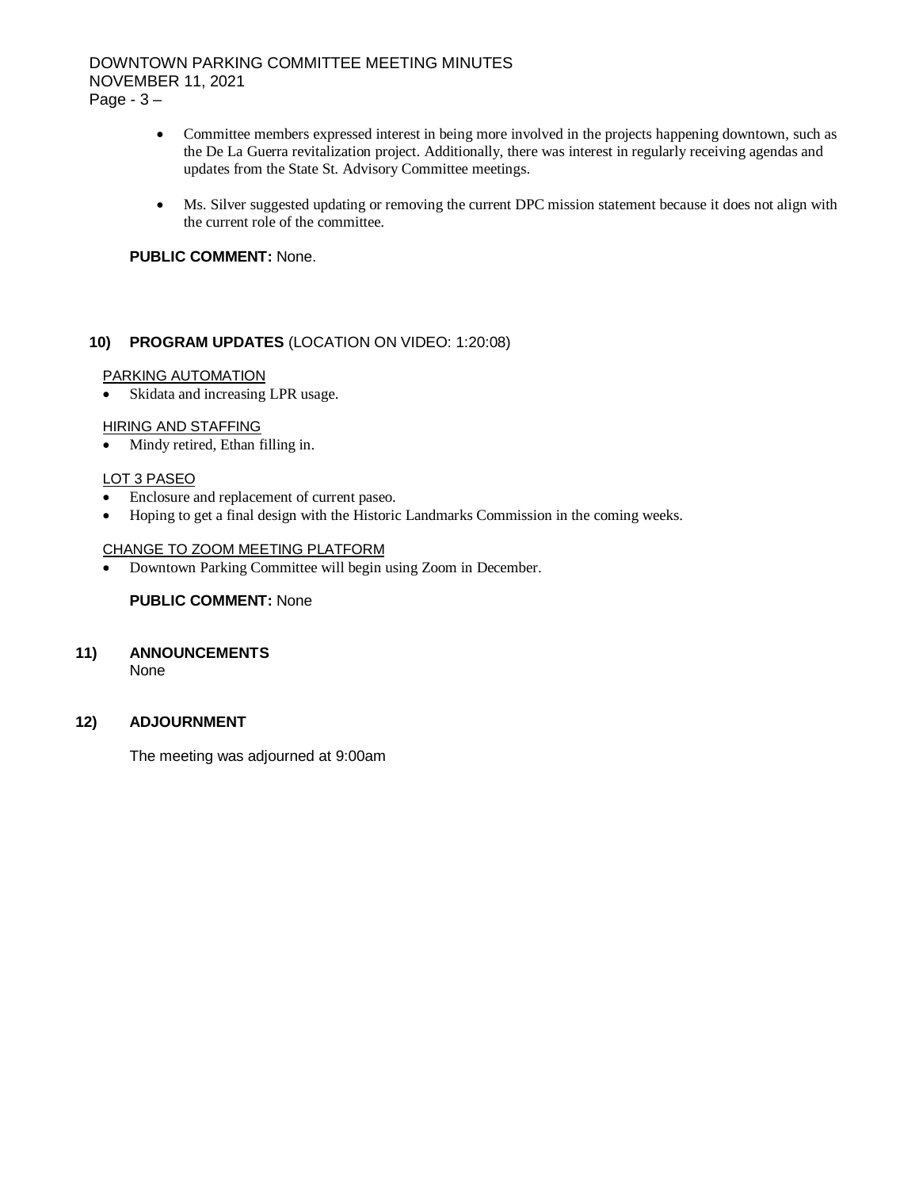- Committee members expressed interest in being more involved in the projects happening downtown, such as the De La Guerra revitalization project. Additionally, there was interest in regularly receiving agendas and updates from the State St. Advisory Committee meetings.

- Ms. Silver suggested updating or removing the current DPC mission statement because it does not align with the current role of the committee.

**PUBLIC COMMENT:** None.

## 10) PROGRAM UPDATES (LOCATION ON VIDEO: 1:20:08)

PARKING AUTOMATION

- Skidata and increasing LPR usage.

HIRING AND STAFFING

- Mindy retired, Ethan filling in.

LOT 3 PASEO

- Enclosure and replacement of current paseo.
- Hoping to get a final design with the Historic Landmarks Commission in the coming weeks.

CHANGE TO ZOOM MEETING PLATFORM

- Downtown Parking Committee will begin using Zoom in December.

**PUBLIC COMMENT:** None

## 11) ANNOUNCEMENTS

None

## 12) ADJOURNMENT

The meeting was adjourned at 9:00am